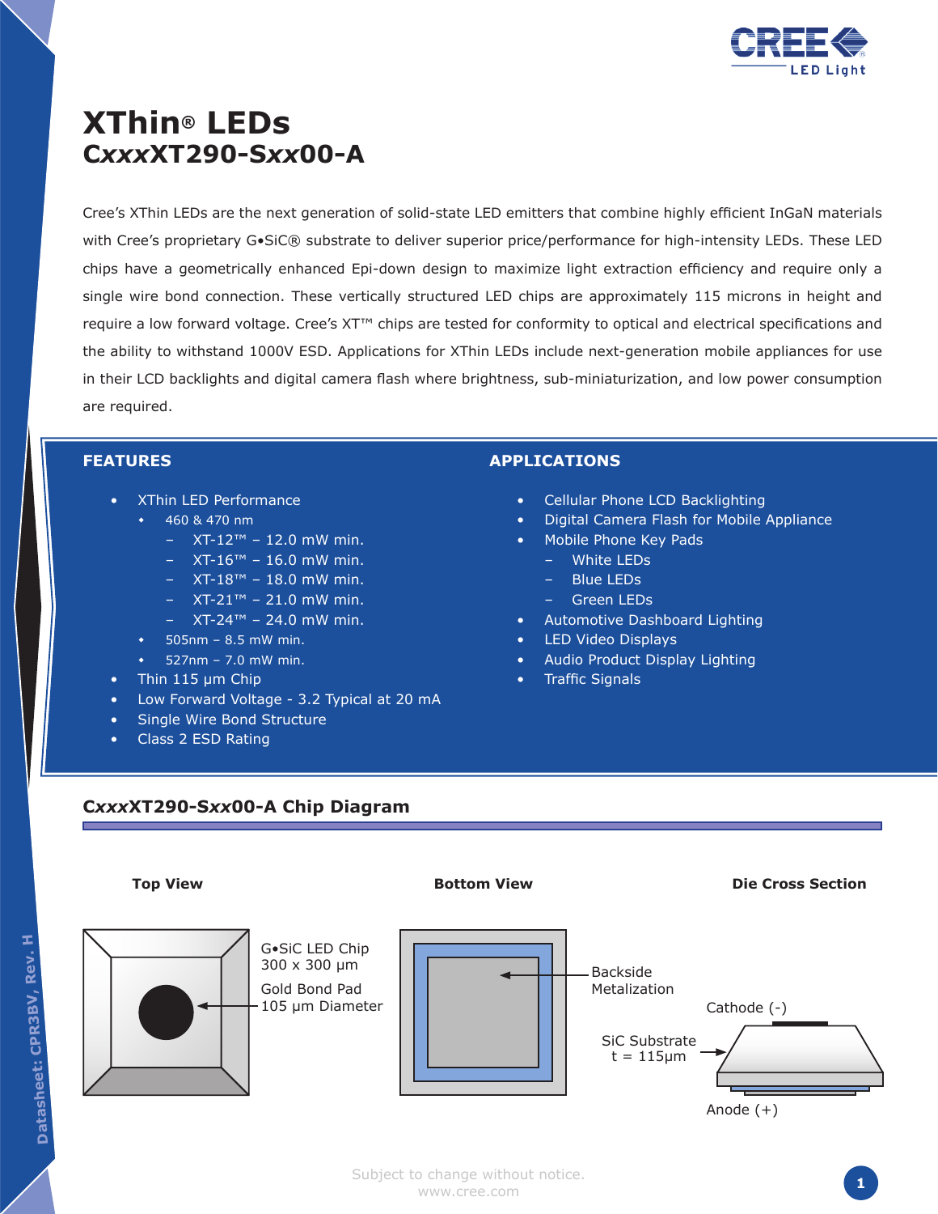# XThin® LEDs

## C*xxx*XT290-S*xx*00-A

Cree's XThin LEDs are the next generation of solid-state LED emitters that combine highly efficient InGaN materials with Cree's proprietary G•SiC® substrate to deliver superior price/performance for high-intensity LEDs. These LED chips have a geometrically enhanced Epi-down design to maximize light extraction efficiency and require only a single wire bond connection. These vertically structured LED chips are approximately 115 microns in height and require a low forward voltage. Cree's XT™ chips are tested for conformity to optical and electrical specifications and the ability to withstand 1000V ESD. Applications for XThin LEDs include next-generation mobile appliances for use in their LCD backlights and digital camera flash where brightness, sub-miniaturization, and low power consumption are required.

### FEATURES

- XThin LED Performance
  - 460 & 470 nm
    - XT-12™ – 12.0 mW min.
    - XT-16™ – 16.0 mW min.
    - XT-18™ – 18.0 mW min.
    - XT-21™ – 21.0 mW min.
    - XT-24™ – 24.0 mW min.
  - 505nm – 8.5 mW min.
  - 527nm – 7.0 mW min.
- Thin 115 µm Chip
- Low Forward Voltage - 3.2 Typical at 20 mA
- Single Wire Bond Structure
- Class 2 ESD Rating

### APPLICATIONS

- Cellular Phone LCD Backlighting
- Digital Camera Flash for Mobile Appliance
- Mobile Phone Key Pads
  - White LEDs
  - Blue LEDs
  - Green LEDs
- Automotive Dashboard Lighting
- LED Video Displays
- Audio Product Display Lighting
- Traffic Signals

### C*xxx*XT290-S*xx*00-A Chip Diagram

**Top View**

G•SiC LED Chip
300 x 300 µm

Gold Bond Pad
105 µm Diameter

**Bottom View**

Backside Metalization

**Die Cross Section**

Cathode (-)

SiC Substrate
t = 115µm

Anode (+)

Subject to change without notice.
www.cree.com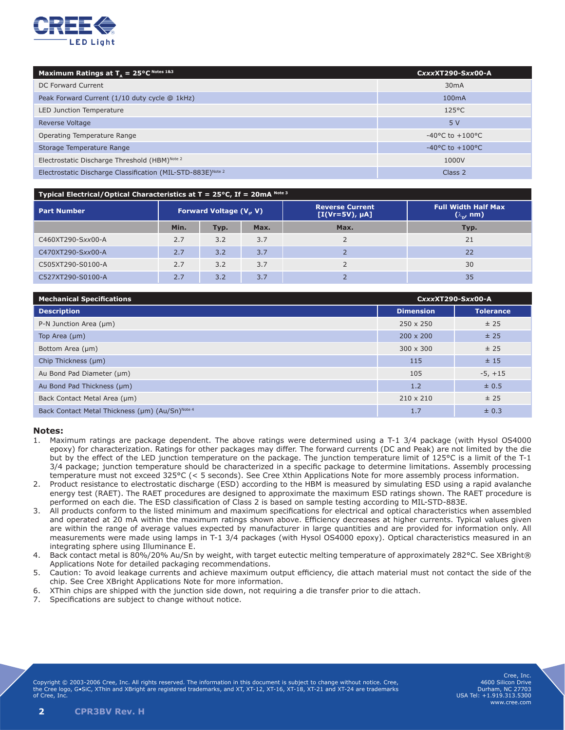| Maximum Ratings at $T_A$ = 25°C Notes 1&3 | CxxxXT290-Sxx00-A |
|---|---|
| DC Forward Current | 30mA |
| Peak Forward Current (1/10 duty cycle @ 1kHz) | 100mA |
| LED Junction Temperature | 125°C |
| Reverse Voltage | 5 V |
| Operating Temperature Range | -40°C to +100°C |
| Storage Temperature Range | -40°C to +100°C |
| Electrostatic Discharge Threshold (HBM) Note 2 | 1000V |
| Electrostatic Discharge Classification (MIL-STD-883E) Note 2 | Class 2 |

**Typical Electrical/Optical Characteristics at T = 25°C, If = 20mA** Note 3

| Part Number | Forward Voltage ($V_f$, V) | | | Reverse Current [I(Vr=5V), μA] | Full Width Half Max ($\lambda_D$, nm) |
|---|---|---|---|---|---|
| | Min. | Typ. | Max. | Max. | Typ. |
| C460XT290-Sxx00-A | 2.7 | 3.2 | 3.7 | 2 | 21 |
| C470XT290-Sxx00-A | 2.7 | 3.2 | 3.7 | 2 | 22 |
| C505XT290-S0100-A | 2.7 | 3.2 | 3.7 | 2 | 30 |
| C527XT290-S0100-A | 2.7 | 3.2 | 3.7 | 2 | 35 |

**Mechanical Specifications** — CxxxXT290-Sxx00-A

| Description | Dimension | Tolerance |
|---|---|---|
| P-N Junction Area (μm) | 250 x 250 | ± 25 |
| Top Area (μm) | 200 x 200 | ± 25 |
| Bottom Area (μm) | 300 x 300 | ± 25 |
| Chip Thickness (μm) | 115 | ± 15 |
| Au Bond Pad Diameter (μm) | 105 | -5, +15 |
| Au Bond Pad Thickness (μm) | 1.2 | ± 0.5 |
| Back Contact Metal Area (μm) | 210 x 210 | ± 25 |
| Back Contact Metal Thickness (μm) (Au/Sn) Note 4 | 1.7 | ± 0.3 |

**Notes:**

1. Maximum ratings are package dependent. The above ratings were determined using a T-1 3/4 package (with Hysol OS4000 epoxy) for characterization. Ratings for other packages may differ. The forward currents (DC and Peak) are not limited by the die but by the effect of the LED junction temperature on the package. The junction temperature limit of 125°C is a limit of the T-1 3/4 package; junction temperature should be characterized in a specific package to determine limitations. Assembly processing temperature must not exceed 325°C (< 5 seconds). See Cree Xthin Applications Note for more assembly process information.
2. Product resistance to electrostatic discharge (ESD) according to the HBM is measured by simulating ESD using a rapid avalanche energy test (RAET). The RAET procedures are designed to approximate the maximum ESD ratings shown. The RAET procedure is performed on each die. The ESD classification of Class 2 is based on sample testing according to MIL-STD-883E.
3. All products conform to the listed minimum and maximum specifications for electrical and optical characteristics when assembled and operated at 20 mA within the maximum ratings shown above. Efficiency decreases at higher currents. Typical values given are within the range of average values expected by manufacturer in large quantities and are provided for information only. All measurements were made using lamps in T-1 3/4 packages (with Hysol OS4000 epoxy). Optical characteristics measured in an integrating sphere using Illuminance E.
4. Back contact metal is 80%/20% Au/Sn by weight, with target eutectic melting temperature of approximately 282°C. See XBright® Applications Note for detailed packaging recommendations.
5. Caution: To avoid leakage currents and achieve maximum output efficiency, die attach material must not contact the side of the chip. See Cree XBright Applications Note for more information.
6. XThin chips are shipped with the junction side down, not requiring a die transfer prior to die attach.
7. Specifications are subject to change without notice.

Copyright © 2003-2006 Cree, Inc. All rights reserved. The information in this document is subject to change without notice. Cree, the Cree logo, G•SiC, XThin and XBright are registered trademarks, and XT, XT-12, XT-16, XT-18, XT-21 and XT-24 are trademarks of Cree, Inc.

Cree, Inc.
4600 Silicon Drive
Durham, NC 27703
USA Tel: +1.919.313.5300
www.cree.com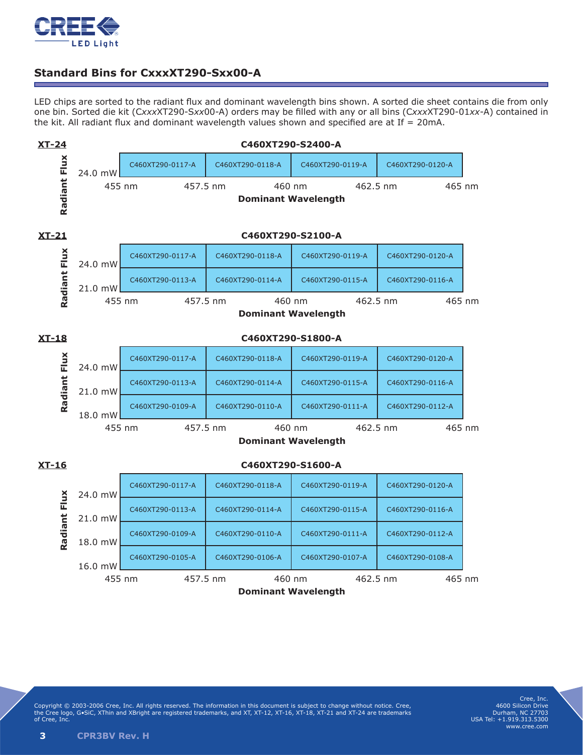## Standard Bins for CxxxXT290-Sxx00-A

LED chips are sorted to the radiant flux and dominant wavelength bins shown. A sorted die sheet contains die from only one bin. Sorted die kit (C*xxx*XT290-S*xx*00-A) orders may be filled with any or all bins (C*xxx*XT290-01*xx*-A) contained in the kit. All radiant flux and dominant wavelength values shown and specified are at If = 20mA.

### XT-24 — C460XT290-S2400-A

| Radiant Flux | 455 nm – 457.5 nm | 457.5 nm – 460 nm | 460 nm – 462.5 nm | 462.5 nm – 465 nm |
|---|---|---|---|---|
| 24.0 mW | C460XT290-0117-A | C460XT290-0118-A | C460XT290-0119-A | C460XT290-0120-A |

Dominant Wavelength

### XT-21 — C460XT290-S2100-A

| Radiant Flux | 455 nm – 457.5 nm | 457.5 nm – 460 nm | 460 nm – 462.5 nm | 462.5 nm – 465 nm |
|---|---|---|---|---|
| 24.0 mW | C460XT290-0117-A | C460XT290-0118-A | C460XT290-0119-A | C460XT290-0120-A |
| 21.0 mW | C460XT290-0113-A | C460XT290-0114-A | C460XT290-0115-A | C460XT290-0116-A |

Dominant Wavelength

### XT-18 — C460XT290-S1800-A

| Radiant Flux | 455 nm – 457.5 nm | 457.5 nm – 460 nm | 460 nm – 462.5 nm | 462.5 nm – 465 nm |
|---|---|---|---|---|
| 24.0 mW | C460XT290-0117-A | C460XT290-0118-A | C460XT290-0119-A | C460XT290-0120-A |
| 21.0 mW | C460XT290-0113-A | C460XT290-0114-A | C460XT290-0115-A | C460XT290-0116-A |
| 18.0 mW | C460XT290-0109-A | C460XT290-0110-A | C460XT290-0111-A | C460XT290-0112-A |

Dominant Wavelength

### XT-16 — C460XT290-S1600-A

| Radiant Flux | 455 nm – 457.5 nm | 457.5 nm – 460 nm | 460 nm – 462.5 nm | 462.5 nm – 465 nm |
|---|---|---|---|---|
| 24.0 mW | C460XT290-0117-A | C460XT290-0118-A | C460XT290-0119-A | C460XT290-0120-A |
| 21.0 mW | C460XT290-0113-A | C460XT290-0114-A | C460XT290-0115-A | C460XT290-0116-A |
| 18.0 mW | C460XT290-0109-A | C460XT290-0110-A | C460XT290-0111-A | C460XT290-0112-A |
| 16.0 mW | C460XT290-0105-A | C460XT290-0106-A | C460XT290-0107-A | C460XT290-0108-A |

Dominant Wavelength

Copyright © 2003-2006 Cree, Inc. All rights reserved. The information in this document is subject to change without notice. Cree, the Cree logo, G•SiC, XThin and XBright are registered trademarks, and XT, XT-12, XT-16, XT-18, XT-21 and XT-24 are trademarks of Cree, Inc.

Cree, Inc.
4600 Silicon Drive
Durham, NC 27703
USA Tel: +1.919.313.5300
www.cree.com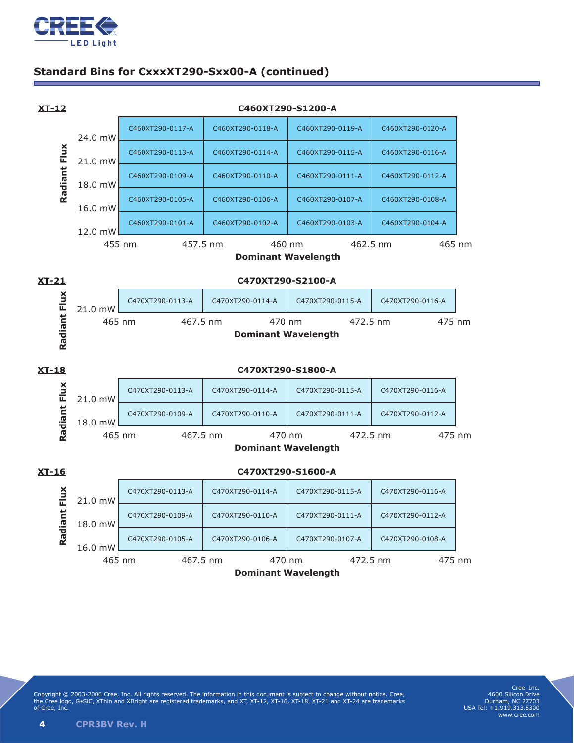## Standard Bins for CxxxXT290-Sxx00-A (continued)

**XT-12** — C460XT290-S1200-A

| Radiant Flux \ Dominant Wavelength | 455 nm – 457.5 nm | 457.5 nm – 460 nm | 460 nm – 462.5 nm | 462.5 nm – 465 nm |
|---|---|---|---|---|
| 24.0 mW and above | C460XT290-0117-A | C460XT290-0118-A | C460XT290-0119-A | C460XT290-0120-A |
| 21.0 mW – 24.0 mW | C460XT290-0113-A | C460XT290-0114-A | C460XT290-0115-A | C460XT290-0116-A |
| 18.0 mW – 21.0 mW | C460XT290-0109-A | C460XT290-0110-A | C460XT290-0111-A | C460XT290-0112-A |
| 16.0 mW – 18.0 mW | C460XT290-0105-A | C460XT290-0106-A | C460XT290-0107-A | C460XT290-0108-A |
| 12.0 mW – 16.0 mW | C460XT290-0101-A | C460XT290-0102-A | C460XT290-0103-A | C460XT290-0104-A |

**XT-21** — C470XT290-S2100-A

| Radiant Flux \ Dominant Wavelength | 465 nm – 467.5 nm | 467.5 nm – 470 nm | 470 nm – 472.5 nm | 472.5 nm – 475 nm |
|---|---|---|---|---|
| 21.0 mW and above | C470XT290-0113-A | C470XT290-0114-A | C470XT290-0115-A | C470XT290-0116-A |

**XT-18** — C470XT290-S1800-A

| Radiant Flux \ Dominant Wavelength | 465 nm – 467.5 nm | 467.5 nm – 470 nm | 470 nm – 472.5 nm | 472.5 nm – 475 nm |
|---|---|---|---|---|
| 21.0 mW and above | C470XT290-0113-A | C470XT290-0114-A | C470XT290-0115-A | C470XT290-0116-A |
| 18.0 mW – 21.0 mW | C470XT290-0109-A | C470XT290-0110-A | C470XT290-0111-A | C470XT290-0112-A |

**XT-16** — C470XT290-S1600-A

| Radiant Flux \ Dominant Wavelength | 465 nm – 467.5 nm | 467.5 nm – 470 nm | 470 nm – 472.5 nm | 472.5 nm – 475 nm |
|---|---|---|---|---|
| 21.0 mW and above | C470XT290-0113-A | C470XT290-0114-A | C470XT290-0115-A | C470XT290-0116-A |
| 18.0 mW – 21.0 mW | C470XT290-0109-A | C470XT290-0110-A | C470XT290-0111-A | C470XT290-0112-A |
| 16.0 mW – 18.0 mW | C470XT290-0105-A | C470XT290-0106-A | C470XT290-0107-A | C470XT290-0108-A |

Copyright © 2003-2006 Cree, Inc. All rights reserved. The information in this document is subject to change without notice. Cree, the Cree logo, G•SiC, XThin and XBright are registered trademarks, and XT, XT-12, XT-16, XT-18, XT-21 and XT-24 are trademarks of Cree, Inc.

Cree, Inc.
4600 Silicon Drive
Durham, NC 27703
USA Tel: +1.919.313.5300
www.cree.com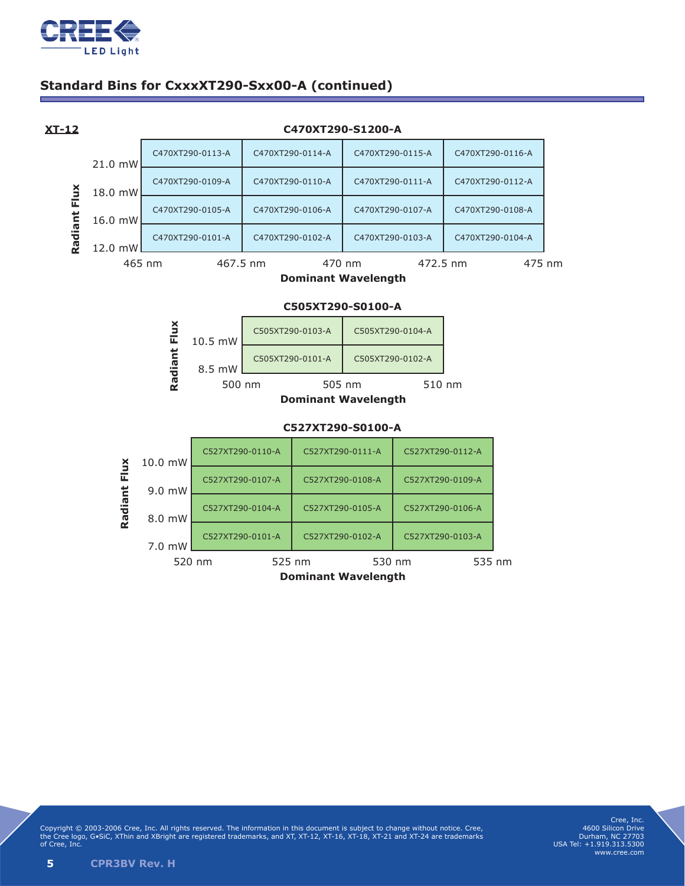## Standard Bins for CxxxXT290-Sxx00-A (continued)

**XT-12**

**C470XT290-S1200-A**

| Radiant Flux \ Dominant Wavelength | 465 nm – 467.5 nm | 467.5 nm – 470 nm | 470 nm – 472.5 nm | 472.5 nm – 475 nm |
|---|---|---|---|---|
| 21.0 mW – | C470XT290-0113-A | C470XT290-0114-A | C470XT290-0115-A | C470XT290-0116-A |
| 18.0 mW – 21.0 mW | C470XT290-0109-A | C470XT290-0110-A | C470XT290-0111-A | C470XT290-0112-A |
| 16.0 mW – 18.0 mW | C470XT290-0105-A | C470XT290-0106-A | C470XT290-0107-A | C470XT290-0108-A |
| 12.0 mW – 16.0 mW | C470XT290-0101-A | C470XT290-0102-A | C470XT290-0103-A | C470XT290-0104-A |

**C505XT290-S0100-A**

| Radiant Flux \ Dominant Wavelength | 500 nm – 505 nm | 505 nm – 510 nm |
|---|---|---|
| 10.5 mW – | C505XT290-0103-A | C505XT290-0104-A |
| 8.5 mW – 10.5 mW | C505XT290-0101-A | C505XT290-0102-A |

**C527XT290-S0100-A**

| Radiant Flux \ Dominant Wavelength | 520 nm – 525 nm | 525 nm – 530 nm | 530 nm – 535 nm |
|---|---|---|---|
| 10.0 mW – | C527XT290-0110-A | C527XT290-0111-A | C527XT290-0112-A |
| 9.0 mW – 10.0 mW | C527XT290-0107-A | C527XT290-0108-A | C527XT290-0109-A |
| 8.0 mW – 9.0 mW | C527XT290-0104-A | C527XT290-0105-A | C527XT290-0106-A |
| 7.0 mW – 8.0 mW | C527XT290-0101-A | C527XT290-0102-A | C527XT290-0103-A |

Copyright © 2003-2006 Cree, Inc. All rights reserved. The information in this document is subject to change without notice. Cree, the Cree logo, G•SiC, XThin and XBright are registered trademarks, and XT, XT-12, XT-16, XT-18, XT-21 and XT-24 are trademarks of Cree, Inc.

Cree, Inc.
4600 Silicon Drive
Durham, NC 27703
USA Tel: +1.919.313.5300
www.cree.com

CPR3BV Rev. H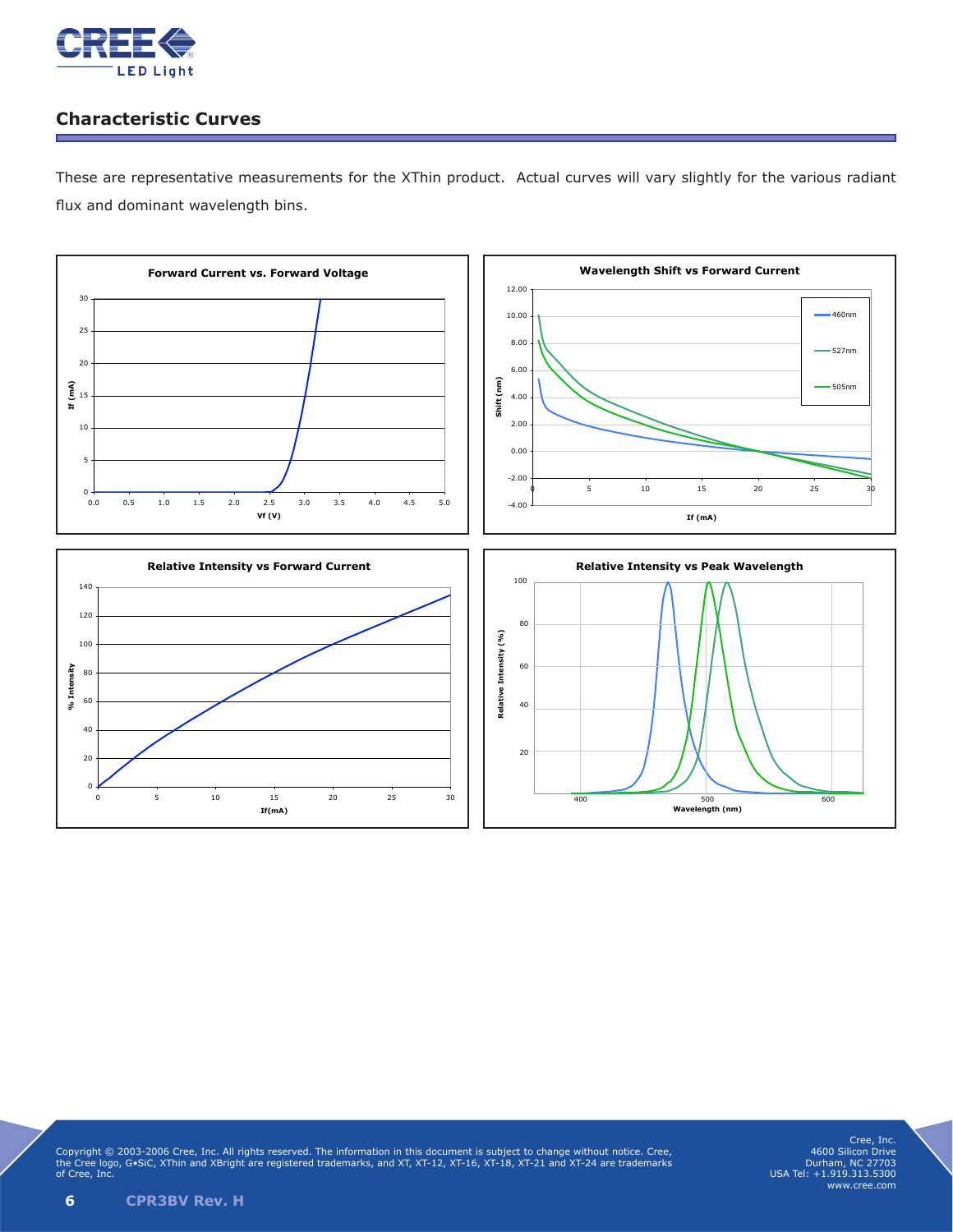## Characteristic Curves

These are representative measurements for the XThin product. Actual curves will vary slightly for the various radiant flux and dominant wavelength bins.

**Forward Current vs. Forward Voltage**

If (mA)

30
25
20
15
10
5
0

0.0 0.5 1.0 1.5 2.0 2.5 3.0 3.5 4.0 4.5 5.0

Vf (V)

**Wavelength Shift vs Forward Current**

Shift (nm)

12.00
10.00
8.00
6.00
4.00
2.00
0.00
-2.00
-4.00

0 5 10 15 20 25 30

If (mA)

460nm
527nm
505nm

**Relative Intensity vs Forward Current**

% Intensity

140
120
100
80
60
40
20
0

0 5 10 15 20 25 30

If(mA)

**Relative Intensity vs Peak Wavelength**

Relative Intensity (%)

100
80
60
40
20

400 500 600

Wavelength (nm)

Copyright © 2003-2006 Cree, Inc. All rights reserved. The information in this document is subject to change without notice. Cree, the Cree logo, G•SiC, XThin and XBright are registered trademarks, and XT, XT-12, XT-16, XT-18, XT-21 and XT-24 are trademarks of Cree, Inc.

Cree, Inc.
4600 Silicon Drive
Durham, NC 27703
USA Tel: +1.919.313.5300
www.cree.com